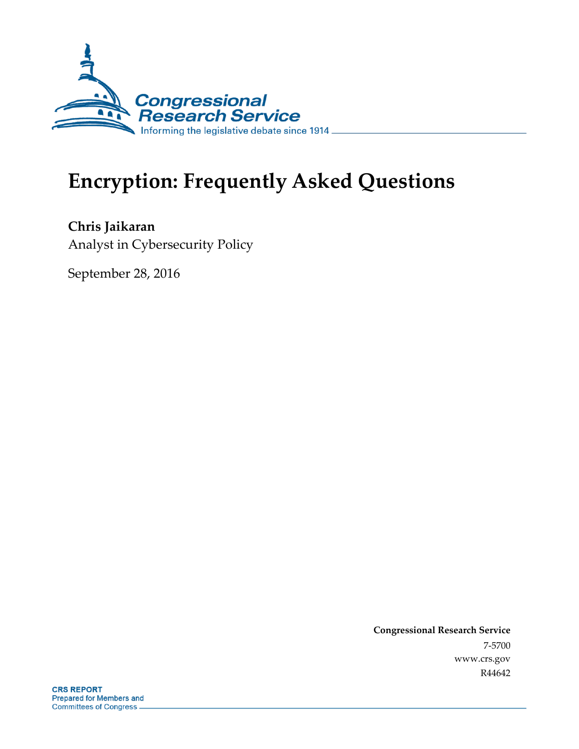Congressional Research Service

Informing the legislative debate since 1914

# Encryption: Frequently Asked Questions

**Chris Jaikaran**
Analyst in Cybersecurity Policy

September 28, 2016

**Congressional Research Service**
7-5700
www.crs.gov
R44642

**CRS REPORT**
Prepared for Members and Committees of Congress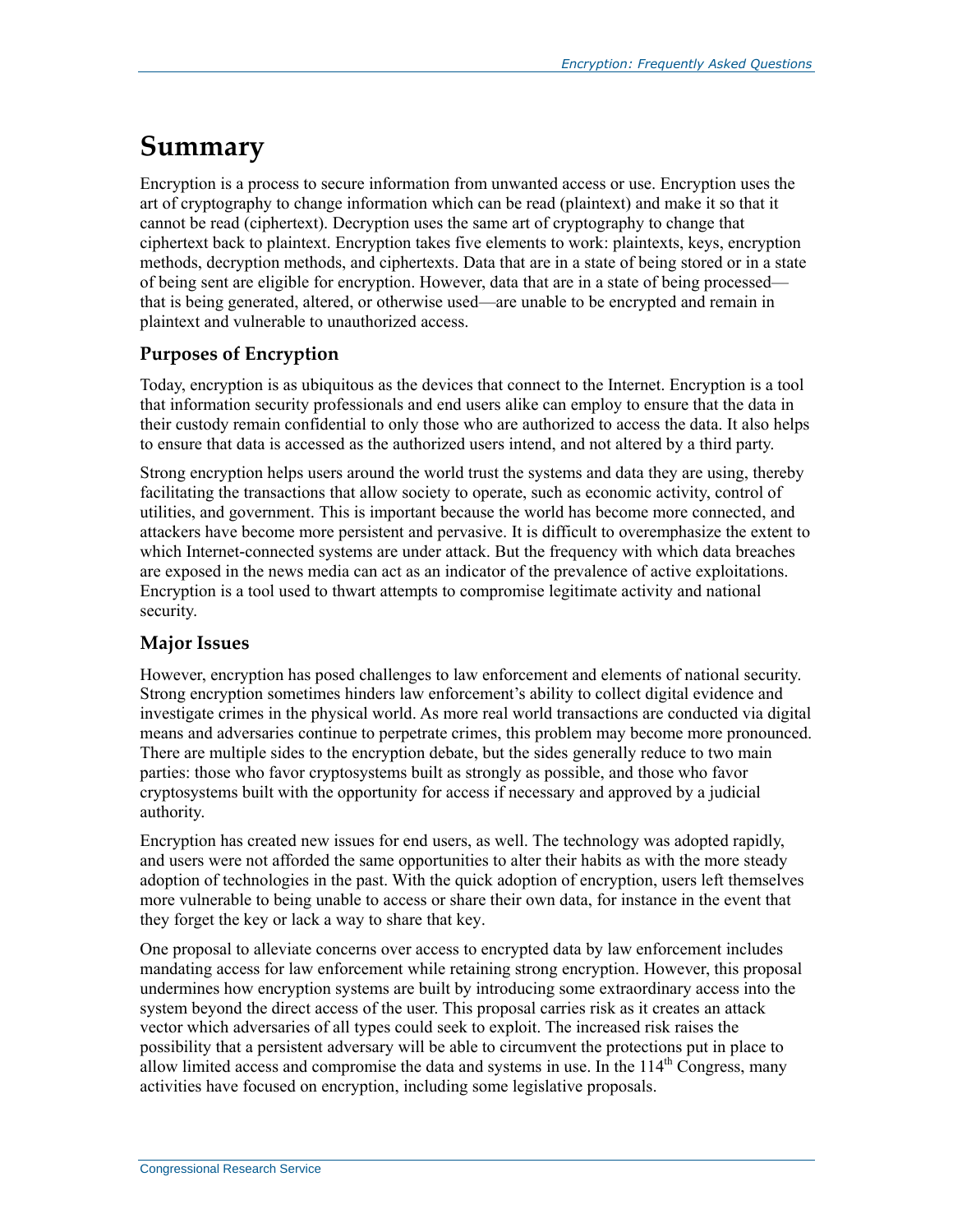# Summary

Encryption is a process to secure information from unwanted access or use. Encryption uses the art of cryptography to change information which can be read (plaintext) and make it so that it cannot be read (ciphertext). Decryption uses the same art of cryptography to change that ciphertext back to plaintext. Encryption takes five elements to work: plaintexts, keys, encryption methods, decryption methods, and ciphertexts. Data that are in a state of being stored or in a state of being sent are eligible for encryption. However, data that are in a state of being processed—that is being generated, altered, or otherwise used—are unable to be encrypted and remain in plaintext and vulnerable to unauthorized access.

## Purposes of Encryption

Today, encryption is as ubiquitous as the devices that connect to the Internet. Encryption is a tool that information security professionals and end users alike can employ to ensure that the data in their custody remain confidential to only those who are authorized to access the data. It also helps to ensure that data is accessed as the authorized users intend, and not altered by a third party.

Strong encryption helps users around the world trust the systems and data they are using, thereby facilitating the transactions that allow society to operate, such as economic activity, control of utilities, and government. This is important because the world has become more connected, and attackers have become more persistent and pervasive. It is difficult to overemphasize the extent to which Internet-connected systems are under attack. But the frequency with which data breaches are exposed in the news media can act as an indicator of the prevalence of active exploitations. Encryption is a tool used to thwart attempts to compromise legitimate activity and national security.

## Major Issues

However, encryption has posed challenges to law enforcement and elements of national security. Strong encryption sometimes hinders law enforcement's ability to collect digital evidence and investigate crimes in the physical world. As more real world transactions are conducted via digital means and adversaries continue to perpetrate crimes, this problem may become more pronounced. There are multiple sides to the encryption debate, but the sides generally reduce to two main parties: those who favor cryptosystems built as strongly as possible, and those who favor cryptosystems built with the opportunity for access if necessary and approved by a judicial authority.

Encryption has created new issues for end users, as well. The technology was adopted rapidly, and users were not afforded the same opportunities to alter their habits as with the more steady adoption of technologies in the past. With the quick adoption of encryption, users left themselves more vulnerable to being unable to access or share their own data, for instance in the event that they forget the key or lack a way to share that key.

One proposal to alleviate concerns over access to encrypted data by law enforcement includes mandating access for law enforcement while retaining strong encryption. However, this proposal undermines how encryption systems are built by introducing some extraordinary access into the system beyond the direct access of the user. This proposal carries risk as it creates an attack vector which adversaries of all types could seek to exploit. The increased risk raises the possibility that a persistent adversary will be able to circumvent the protections put in place to allow limited access and compromise the data and systems in use. In the 114th Congress, many activities have focused on encryption, including some legislative proposals.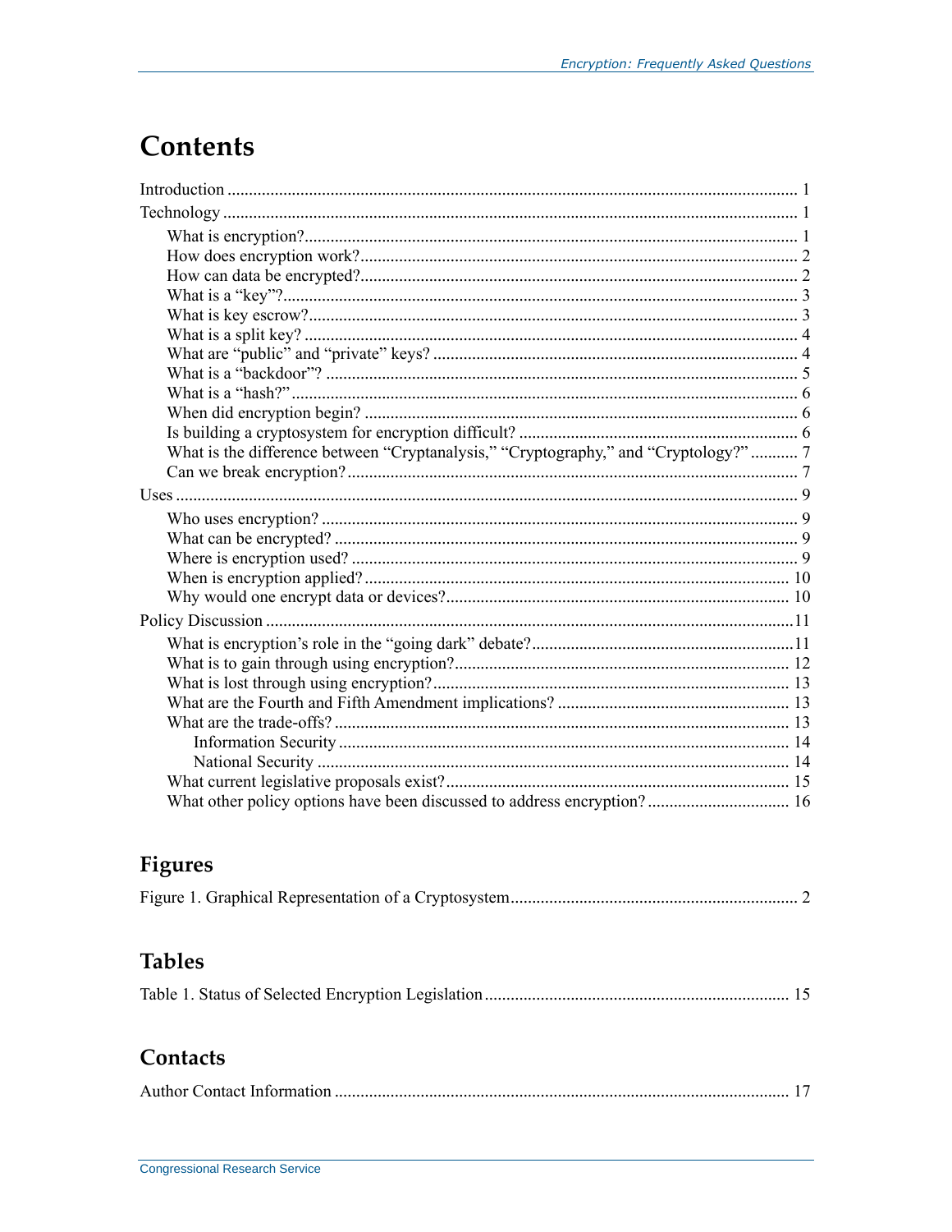# Contents

Introduction ... 1

Technology ... 1

- What is encryption? ... 1
- How does encryption work? ... 2
- How can data be encrypted? ... 2
- What is a "key"? ... 3
- What is key escrow? ... 3
- What is a split key? ... 4
- What are "public" and "private" keys? ... 4
- What is a "backdoor"? ... 5
- What is a "hash?" ... 6
- When did encryption begin? ... 6
- Is building a cryptosystem for encryption difficult? ... 6
- What is the difference between "Cryptanalysis," "Cryptography," and "Cryptology?" ... 7
- Can we break encryption? ... 7

Uses ... 9

- Who uses encryption? ... 9
- What can be encrypted? ... 9
- Where is encryption used? ... 9
- When is encryption applied? ... 10
- Why would one encrypt data or devices? ... 10

Policy Discussion ... 11

- What is encryption's role in the "going dark" debate? ... 11
- What is to gain through using encryption? ... 12
- What is lost through using encryption? ... 13
- What are the Fourth and Fifth Amendment implications? ... 13
- What are the trade-offs? ... 13
  - Information Security ... 14
  - National Security ... 14
- What current legislative proposals exist? ... 15
- What other policy options have been discussed to address encryption? ... 16

## Figures

Figure 1. Graphical Representation of a Cryptosystem ... 2

## Tables

Table 1. Status of Selected Encryption Legislation ... 15

## Contacts

Author Contact Information ... 17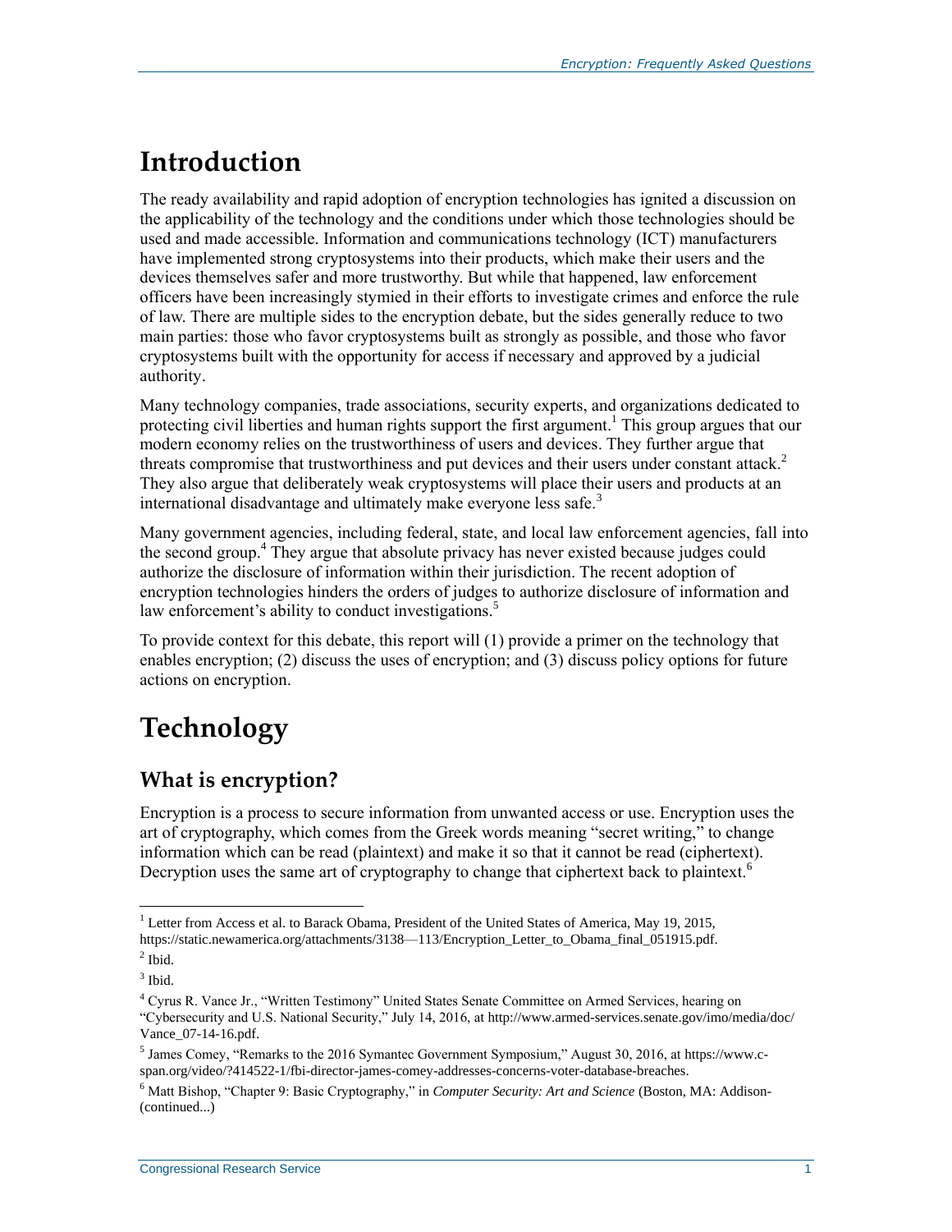# Introduction

The ready availability and rapid adoption of encryption technologies has ignited a discussion on the applicability of the technology and the conditions under which those technologies should be used and made accessible. Information and communications technology (ICT) manufacturers have implemented strong cryptosystems into their products, which make their users and the devices themselves safer and more trustworthy. But while that happened, law enforcement officers have been increasingly stymied in their efforts to investigate crimes and enforce the rule of law. There are multiple sides to the encryption debate, but the sides generally reduce to two main parties: those who favor cryptosystems built as strongly as possible, and those who favor cryptosystems built with the opportunity for access if necessary and approved by a judicial authority.

Many technology companies, trade associations, security experts, and organizations dedicated to protecting civil liberties and human rights support the first argument.[1] This group argues that our modern economy relies on the trustworthiness of users and devices. They further argue that threats compromise that trustworthiness and put devices and their users under constant attack.[2] They also argue that deliberately weak cryptosystems will place their users and products at an international disadvantage and ultimately make everyone less safe.[3]

Many government agencies, including federal, state, and local law enforcement agencies, fall into the second group.[4] They argue that absolute privacy has never existed because judges could authorize the disclosure of information within their jurisdiction. The recent adoption of encryption technologies hinders the orders of judges to authorize disclosure of information and law enforcement's ability to conduct investigations.[5]

To provide context for this debate, this report will (1) provide a primer on the technology that enables encryption; (2) discuss the uses of encryption; and (3) discuss policy options for future actions on encryption.

# Technology

## What is encryption?

Encryption is a process to secure information from unwanted access or use. Encryption uses the art of cryptography, which comes from the Greek words meaning "secret writing," to change information which can be read (plaintext) and make it so that it cannot be read (ciphertext). Decryption uses the same art of cryptography to change that ciphertext back to plaintext.[6]

---

[1] Letter from Access et al. to Barack Obama, President of the United States of America, May 19, 2015, https://static.newamerica.org/attachments/3138—113/Encryption_Letter_to_Obama_final_051915.pdf.

[2] Ibid.

[3] Ibid.

[4] Cyrus R. Vance Jr., "Written Testimony" United States Senate Committee on Armed Services, hearing on "Cybersecurity and U.S. National Security," July 14, 2016, at http://www.armed-services.senate.gov/imo/media/doc/Vance_07-14-16.pdf.

[5] James Comey, "Remarks to the 2016 Symantec Government Symposium," August 30, 2016, at https://www.c-span.org/video/?414522-1/fbi-director-james-comey-addresses-concerns-voter-database-breaches.

[6] Matt Bishop, "Chapter 9: Basic Cryptography," in *Computer Security: Art and Science* (Boston, MA: Addison-(continued...)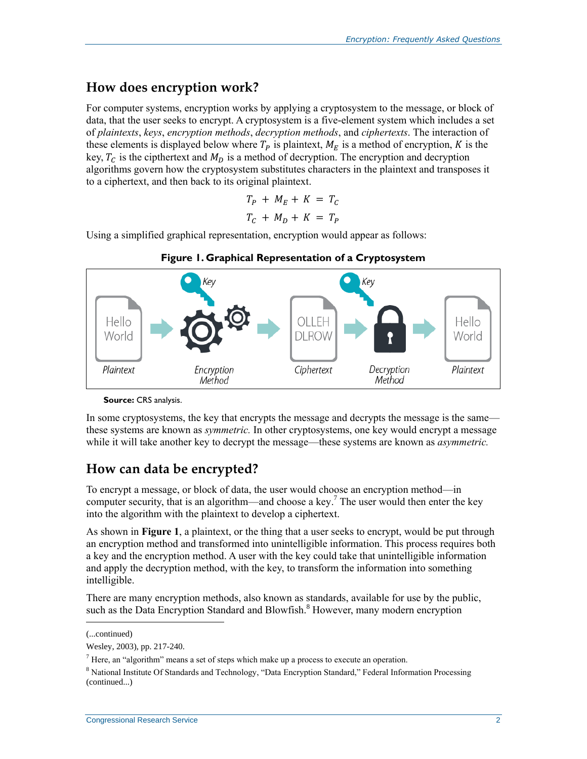## How does encryption work?

For computer systems, encryption works by applying a cryptosystem to the message, or block of data, that the user seeks to encrypt. A cryptosystem is a five-element system which includes a set of *plaintexts*, *keys*, *encryption methods*, *decryption methods*, and *ciphertexts*. The interaction of these elements is displayed below where $T_P$ is plaintext, $M_E$ is a method of encryption, $K$ is the key, $T_C$ is the cipthertext and $M_D$ is a method of decryption. The encryption and decryption algorithms govern how the cryptosystem substitutes characters in the plaintext and transposes it to a ciphertext, and then back to its original plaintext.

$$T_P + M_E + K = T_C$$

$$T_C + M_D + K = T_P$$

Using a simplified graphical representation, encryption would appear as follows:

**Figure 1. Graphical Representation of a Cryptosystem**

| Plaintext | Key → Encryption Method | Ciphertext | Key → Decryption Method | Plaintext |
|---|---|---|---|---|
| Hello World | → | OLLEH DLROW | → | Hello World |

**Source:** CRS analysis.

In some cryptosystems, the key that encrypts the message and decrypts the message is the same—these systems are known as *symmetric*. In other cryptosystems, one key would encrypt a message while it will take another key to decrypt the message—these systems are known as *asymmetric*.

## How can data be encrypted?

To encrypt a message, or block of data, the user would choose an encryption method—in computer security, that is an algorithm—and choose a key.[7] The user would then enter the key into the algorithm with the plaintext to develop a ciphertext.

As shown in **Figure 1**, a plaintext, or the thing that a user seeks to encrypt, would be put through an encryption method and transformed into unintelligible information. This process requires both a key and the encryption method. A user with the key could take that unintelligible information and apply the decryption method, with the key, to transform the information into something intelligible.

There are many encryption methods, also known as standards, available for use by the public, such as the Data Encryption Standard and Blowfish.[8] However, many modern encryption

(...continued)

Wesley, 2003), pp. 217-240.

[7] Here, an "algorithm" means a set of steps which make up a process to execute an operation.

[8] National Institute Of Standards and Technology, "Data Encryption Standard," Federal Information Processing (continued...)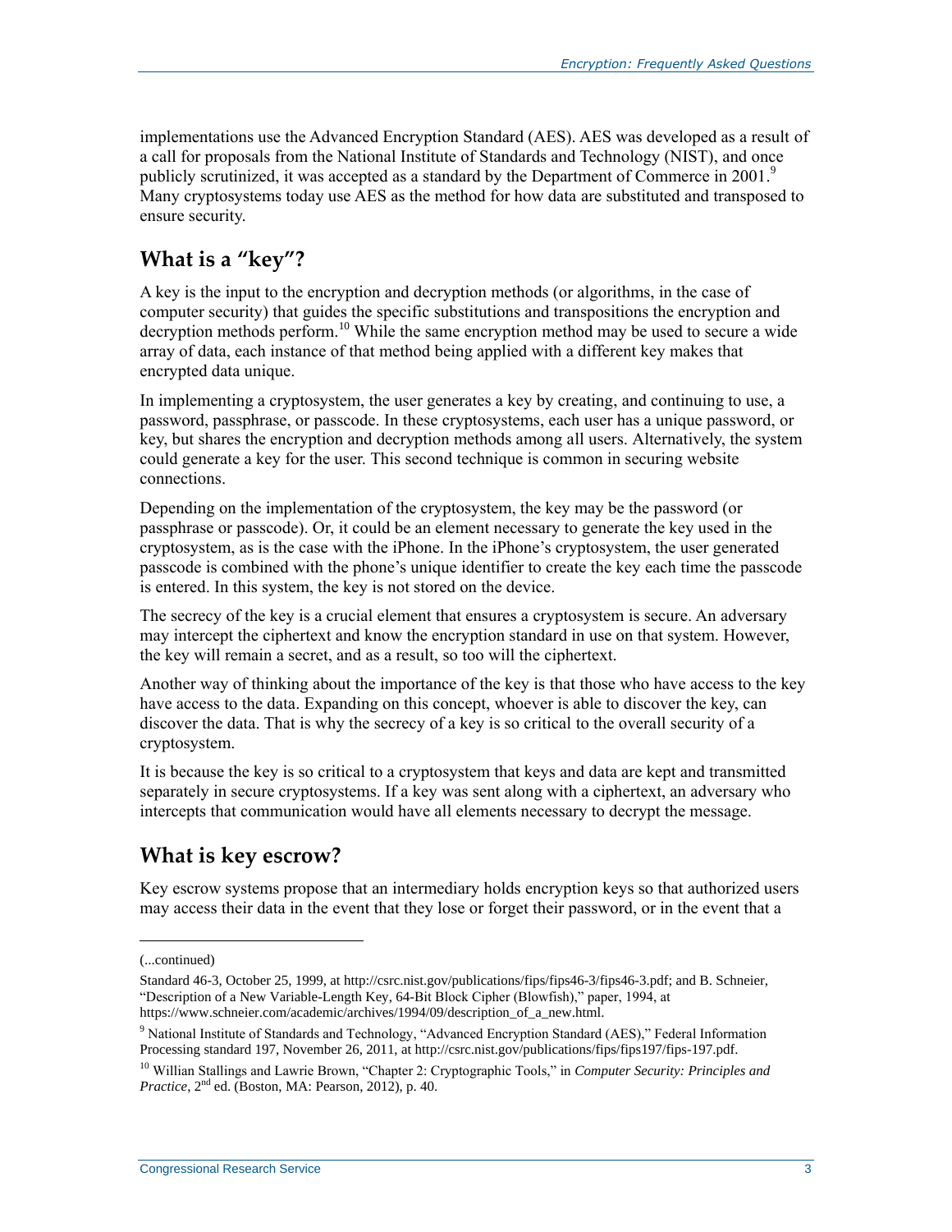implementations use the Advanced Encryption Standard (AES). AES was developed as a result of a call for proposals from the National Institute of Standards and Technology (NIST), and once publicly scrutinized, it was accepted as a standard by the Department of Commerce in 2001.[9] Many cryptosystems today use AES as the method for how data are substituted and transposed to ensure security.

## What is a "key"?

A key is the input to the encryption and decryption methods (or algorithms, in the case of computer security) that guides the specific substitutions and transpositions the encryption and decryption methods perform.[10] While the same encryption method may be used to secure a wide array of data, each instance of that method being applied with a different key makes that encrypted data unique.

In implementing a cryptosystem, the user generates a key by creating, and continuing to use, a password, passphrase, or passcode. In these cryptosystems, each user has a unique password, or key, but shares the encryption and decryption methods among all users. Alternatively, the system could generate a key for the user. This second technique is common in securing website connections.

Depending on the implementation of the cryptosystem, the key may be the password (or passphrase or passcode). Or, it could be an element necessary to generate the key used in the cryptosystem, as is the case with the iPhone. In the iPhone's cryptosystem, the user generated passcode is combined with the phone's unique identifier to create the key each time the passcode is entered. In this system, the key is not stored on the device.

The secrecy of the key is a crucial element that ensures a cryptosystem is secure. An adversary may intercept the ciphertext and know the encryption standard in use on that system. However, the key will remain a secret, and as a result, so too will the ciphertext.

Another way of thinking about the importance of the key is that those who have access to the key have access to the data. Expanding on this concept, whoever is able to discover the key, can discover the data. That is why the secrecy of a key is so critical to the overall security of a cryptosystem.

It is because the key is so critical to a cryptosystem that keys and data are kept and transmitted separately in secure cryptosystems. If a key was sent along with a ciphertext, an adversary who intercepts that communication would have all elements necessary to decrypt the message.

## What is key escrow?

Key escrow systems propose that an intermediary holds encryption keys so that authorized users may access their data in the event that they lose or forget their password, or in the event that a

---

(...continued)

Standard 46-3, October 25, 1999, at http://csrc.nist.gov/publications/fips/fips46-3/fips46-3.pdf; and B. Schneier, "Description of a New Variable-Length Key, 64-Bit Block Cipher (Blowfish)," paper, 1994, at https://www.schneier.com/academic/archives/1994/09/description_of_a_new.html.

[9] National Institute of Standards and Technology, "Advanced Encryption Standard (AES)," Federal Information Processing standard 197, November 26, 2011, at http://csrc.nist.gov/publications/fips/fips197/fips-197.pdf.

[10] Willian Stallings and Lawrie Brown, "Chapter 2: Cryptographic Tools," in *Computer Security: Principles and Practice*, 2nd ed. (Boston, MA: Pearson, 2012), p. 40.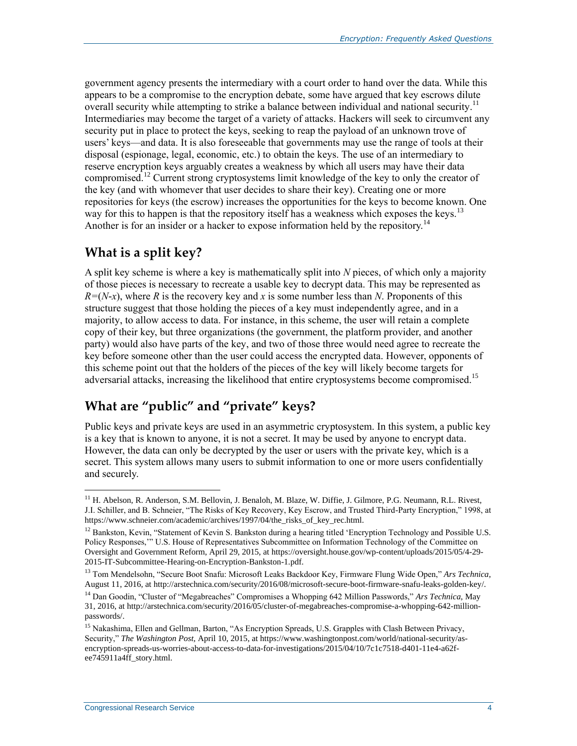government agency presents the intermediary with a court order to hand over the data. While this appears to be a compromise to the encryption debate, some have argued that key escrows dilute overall security while attempting to strike a balance between individual and national security.[11] Intermediaries may become the target of a variety of attacks. Hackers will seek to circumvent any security put in place to protect the keys, seeking to reap the payload of an unknown trove of users' keys—and data. It is also foreseeable that governments may use the range of tools at their disposal (espionage, legal, economic, etc.) to obtain the keys. The use of an intermediary to reserve encryption keys arguably creates a weakness by which all users may have their data compromised.[12] Current strong cryptosystems limit knowledge of the key to only the creator of the key (and with whomever that user decides to share their key). Creating one or more repositories for keys (the escrow) increases the opportunities for the keys to become known. One way for this to happen is that the repository itself has a weakness which exposes the keys.[13] Another is for an insider or a hacker to expose information held by the repository.[14]

## What is a split key?

A split key scheme is where a key is mathematically split into $N$ pieces, of which only a majority of those pieces is necessary to recreate a usable key to decrypt data. This may be represented as $R=(N-x)$, where $R$ is the recovery key and $x$ is some number less than $N$. Proponents of this structure suggest that those holding the pieces of a key must independently agree, and in a majority, to allow access to data. For instance, in this scheme, the user will retain a complete copy of their key, but three organizations (the government, the platform provider, and another party) would also have parts of the key, and two of those three would need agree to recreate the key before someone other than the user could access the encrypted data. However, opponents of this scheme point out that the holders of the pieces of the key will likely become targets for adversarial attacks, increasing the likelihood that entire cryptosystems become compromised.[15]

## What are "public" and "private" keys?

Public keys and private keys are used in an asymmetric cryptosystem. In this system, a public key is a key that is known to anyone, it is not a secret. It may be used by anyone to encrypt data. However, the data can only be decrypted by the user or users with the private key, which is a secret. This system allows many users to submit information to one or more users confidentially and securely.

---

[11] H. Abelson, R. Anderson, S.M. Bellovin, J. Benaloh, M. Blaze, W. Diffie, J. Gilmore, P.G. Neumann, R.L. Rivest, J.I. Schiller, and B. Schneier, "The Risks of Key Recovery, Key Escrow, and Trusted Third-Party Encryption," 1998, at https://www.schneier.com/academic/archives/1997/04/the_risks_of_key_rec.html.

[12] Bankston, Kevin, "Statement of Kevin S. Bankston during a hearing titled 'Encryption Technology and Possible U.S. Policy Responses,'" U.S. House of Representatives Subcommittee on Information Technology of the Committee on Oversight and Government Reform, April 29, 2015, at https://oversight.house.gov/wp-content/uploads/2015/05/4-29-2015-IT-Subcommittee-Hearing-on-Encryption-Bankston-1.pdf.

[13] Tom Mendelsohn, "Secure Boot Snafu: Microsoft Leaks Backdoor Key, Firmware Flung Wide Open," *Ars Technica*, August 11, 2016, at http://arstechnica.com/security/2016/08/microsoft-secure-boot-firmware-snafu-leaks-golden-key/.

[14] Dan Goodin, "Cluster of "Megabreaches" Compromises a Whopping 642 Million Passwords," *Ars Technica*, May 31, 2016, at http://arstechnica.com/security/2016/05/cluster-of-megabreaches-compromise-a-whopping-642-million-passwords/.

[15] Nakashima, Ellen and Gellman, Barton, "As Encryption Spreads, U.S. Grapples with Clash Between Privacy, Security," *The Washington Post*, April 10, 2015, at https://www.washingtonpost.com/world/national-security/as-encryption-spreads-us-worries-about-access-to-data-for-investigations/2015/04/10/7c1c7518-d401-11e4-a62f-ee745911a4ff_story.html.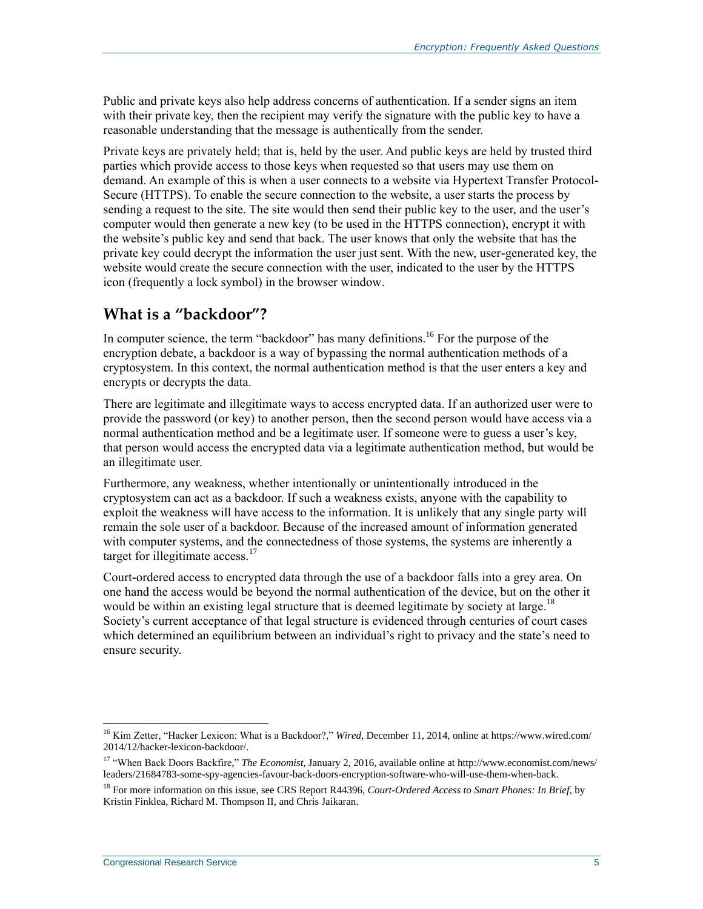Public and private keys also help address concerns of authentication. If a sender signs an item with their private key, then the recipient may verify the signature with the public key to have a reasonable understanding that the message is authentically from the sender.

Private keys are privately held; that is, held by the user. And public keys are held by trusted third parties which provide access to those keys when requested so that users may use them on demand. An example of this is when a user connects to a website via Hypertext Transfer Protocol-Secure (HTTPS). To enable the secure connection to the website, a user starts the process by sending a request to the site. The site would then send their public key to the user, and the user's computer would then generate a new key (to be used in the HTTPS connection), encrypt it with the website's public key and send that back. The user knows that only the website that has the private key could decrypt the information the user just sent. With the new, user-generated key, the website would create the secure connection with the user, indicated to the user by the HTTPS icon (frequently a lock symbol) in the browser window.

## What is a "backdoor"?

In computer science, the term "backdoor" has many definitions.[16] For the purpose of the encryption debate, a backdoor is a way of bypassing the normal authentication methods of a cryptosystem. In this context, the normal authentication method is that the user enters a key and encrypts or decrypts the data.

There are legitimate and illegitimate ways to access encrypted data. If an authorized user were to provide the password (or key) to another person, then the second person would have access via a normal authentication method and be a legitimate user. If someone were to guess a user's key, that person would access the encrypted data via a legitimate authentication method, but would be an illegitimate user.

Furthermore, any weakness, whether intentionally or unintentionally introduced in the cryptosystem can act as a backdoor. If such a weakness exists, anyone with the capability to exploit the weakness will have access to the information. It is unlikely that any single party will remain the sole user of a backdoor. Because of the increased amount of information generated with computer systems, and the connectedness of those systems, the systems are inherently a target for illegitimate access.[17]

Court-ordered access to encrypted data through the use of a backdoor falls into a grey area. On one hand the access would be beyond the normal authentication of the device, but on the other it would be within an existing legal structure that is deemed legitimate by society at large.[18] Society's current acceptance of that legal structure is evidenced through centuries of court cases which determined an equilibrium between an individual's right to privacy and the state's need to ensure security.

---

[16] Kim Zetter, "Hacker Lexicon: What is a Backdoor?," *Wired*, December 11, 2014, online at https://www.wired.com/2014/12/hacker-lexicon-backdoor/.

[17] "When Back Doors Backfire," *The Economist*, January 2, 2016, available online at http://www.economist.com/news/leaders/21684783-some-spy-agencies-favour-back-doors-encryption-software-who-will-use-them-when-back.

[18] For more information on this issue, see CRS Report R44396, *Court-Ordered Access to Smart Phones: In Brief*, by Kristin Finklea, Richard M. Thompson II, and Chris Jaikaran.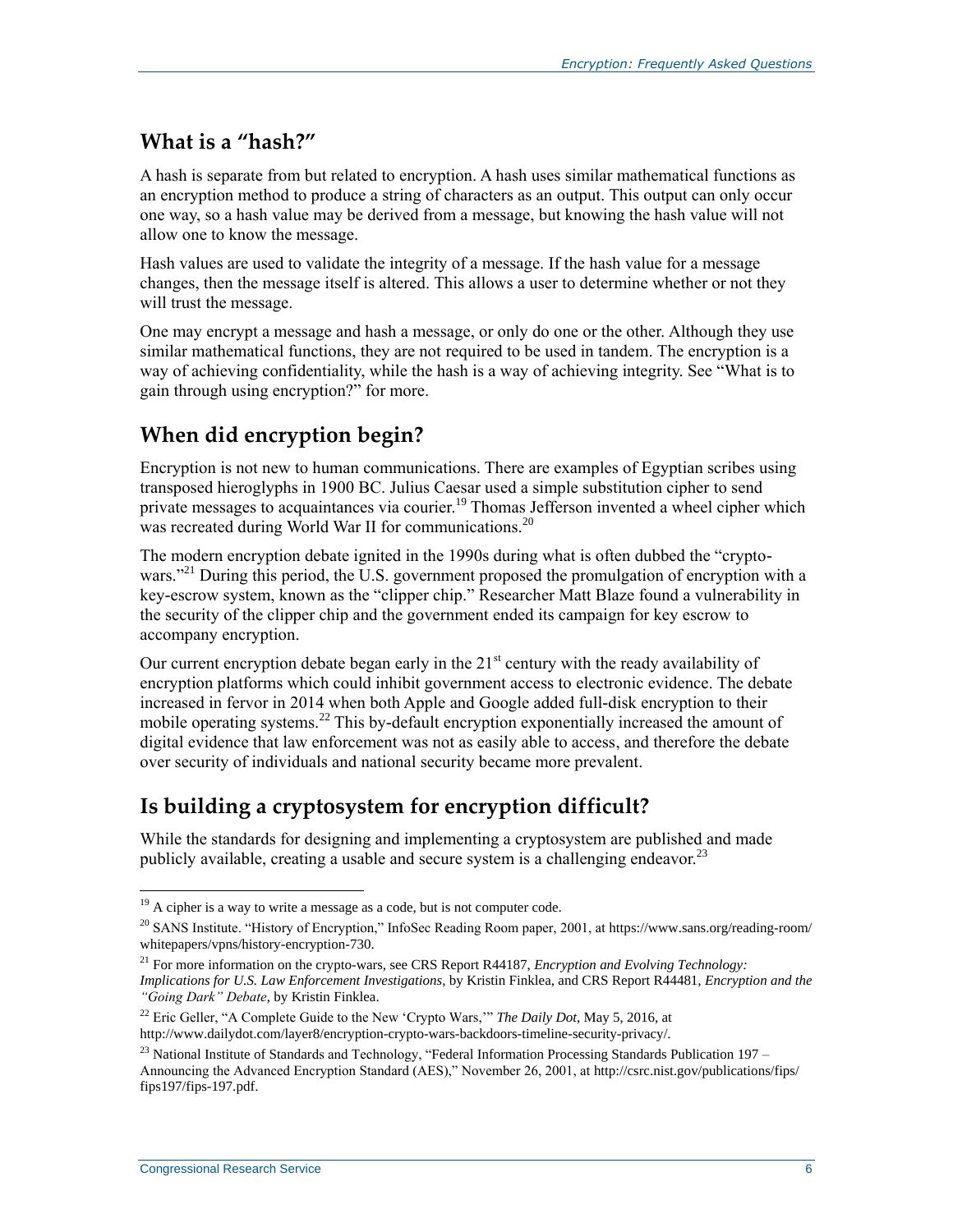## What is a "hash?"

A hash is separate from but related to encryption. A hash uses similar mathematical functions as an encryption method to produce a string of characters as an output. This output can only occur one way, so a hash value may be derived from a message, but knowing the hash value will not allow one to know the message.

Hash values are used to validate the integrity of a message. If the hash value for a message changes, then the message itself is altered. This allows a user to determine whether or not they will trust the message.

One may encrypt a message and hash a message, or only do one or the other. Although they use similar mathematical functions, they are not required to be used in tandem. The encryption is a way of achieving confidentiality, while the hash is a way of achieving integrity. See "What is to gain through using encryption?" for more.

## When did encryption begin?

Encryption is not new to human communications. There are examples of Egyptian scribes using transposed hieroglyphs in 1900 BC. Julius Caesar used a simple substitution cipher to send private messages to acquaintances via courier.[19] Thomas Jefferson invented a wheel cipher which was recreated during World War II for communications.[20]

The modern encryption debate ignited in the 1990s during what is often dubbed the "crypto-wars."[21] During this period, the U.S. government proposed the promulgation of encryption with a key-escrow system, known as the "clipper chip." Researcher Matt Blaze found a vulnerability in the security of the clipper chip and the government ended its campaign for key escrow to accompany encryption.

Our current encryption debate began early in the 21st century with the ready availability of encryption platforms which could inhibit government access to electronic evidence. The debate increased in fervor in 2014 when both Apple and Google added full-disk encryption to their mobile operating systems.[22] This by-default encryption exponentially increased the amount of digital evidence that law enforcement was not as easily able to access, and therefore the debate over security of individuals and national security became more prevalent.

## Is building a cryptosystem for encryption difficult?

While the standards for designing and implementing a cryptosystem are published and made publicly available, creating a usable and secure system is a challenging endeavor.[23]

---

[19] A cipher is a way to write a message as a code, but is not computer code.

[20] SANS Institute. "History of Encryption," InfoSec Reading Room paper, 2001, at https://www.sans.org/reading-room/whitepapers/vpns/history-encryption-730.

[21] For more information on the crypto-wars, see CRS Report R44187, *Encryption and Evolving Technology: Implications for U.S. Law Enforcement Investigations*, by Kristin Finklea, and CRS Report R44481, *Encryption and the "Going Dark" Debate*, by Kristin Finklea.

[22] Eric Geller, "A Complete Guide to the New 'Crypto Wars,'" *The Daily Dot*, May 5, 2016, at http://www.dailydot.com/layer8/encryption-crypto-wars-backdoors-timeline-security-privacy/.

[23] National Institute of Standards and Technology, "Federal Information Processing Standards Publication 197 – Announcing the Advanced Encryption Standard (AES)," November 26, 2001, at http://csrc.nist.gov/publications/fips/fips197/fips-197.pdf.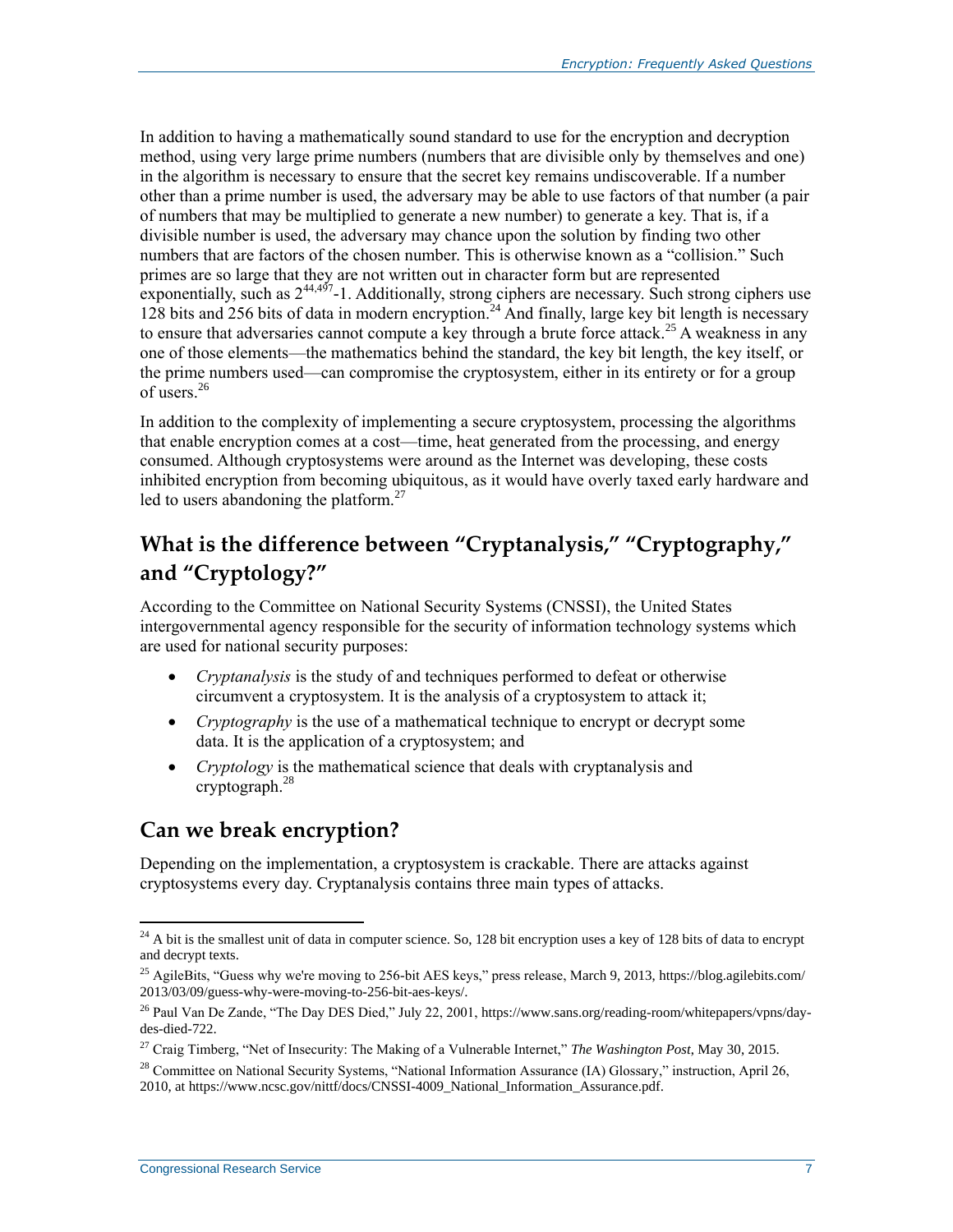In addition to having a mathematically sound standard to use for the encryption and decryption method, using very large prime numbers (numbers that are divisible only by themselves and one) in the algorithm is necessary to ensure that the secret key remains undiscoverable. If a number other than a prime number is used, the adversary may be able to use factors of that number (a pair of numbers that may be multiplied to generate a new number) to generate a key. That is, if a divisible number is used, the adversary may chance upon the solution by finding two other numbers that are factors of the chosen number. This is otherwise known as a "collision." Such primes are so large that they are not written out in character form but are represented exponentially, such as $2^{44,497}$-1. Additionally, strong ciphers are necessary. Such strong ciphers use 128 bits and 256 bits of data in modern encryption.[24] And finally, large key bit length is necessary to ensure that adversaries cannot compute a key through a brute force attack.[25] A weakness in any one of those elements—the mathematics behind the standard, the key bit length, the key itself, or the prime numbers used—can compromise the cryptosystem, either in its entirety or for a group of users.[26]

In addition to the complexity of implementing a secure cryptosystem, processing the algorithms that enable encryption comes at a cost—time, heat generated from the processing, and energy consumed. Although cryptosystems were around as the Internet was developing, these costs inhibited encryption from becoming ubiquitous, as it would have overly taxed early hardware and led to users abandoning the platform.[27]

## What is the difference between "Cryptanalysis," "Cryptography," and "Cryptology?"

According to the Committee on National Security Systems (CNSSI), the United States intergovernmental agency responsible for the security of information technology systems which are used for national security purposes:

- *Cryptanalysis* is the study of and techniques performed to defeat or otherwise circumvent a cryptosystem. It is the analysis of a cryptosystem to attack it;
- *Cryptography* is the use of a mathematical technique to encrypt or decrypt some data. It is the application of a cryptosystem; and
- *Cryptology* is the mathematical science that deals with cryptanalysis and cryptograph.[28]

## Can we break encryption?

Depending on the implementation, a cryptosystem is crackable. There are attacks against cryptosystems every day. Cryptanalysis contains three main types of attacks.

---

[24] A bit is the smallest unit of data in computer science. So, 128 bit encryption uses a key of 128 bits of data to encrypt and decrypt texts.

[25] AgileBits, "Guess why we're moving to 256-bit AES keys," press release, March 9, 2013, https://blog.agilebits.com/2013/03/09/guess-why-were-moving-to-256-bit-aes-keys/.

[26] Paul Van De Zande, "The Day DES Died," July 22, 2001, https://www.sans.org/reading-room/whitepapers/vpns/day-des-died-722.

[27] Craig Timberg, "Net of Insecurity: The Making of a Vulnerable Internet," *The Washington Post*, May 30, 2015.

[28] Committee on National Security Systems, "National Information Assurance (IA) Glossary," instruction, April 26, 2010, at https://www.ncsc.gov/nittf/docs/CNSSI-4009_National_Information_Assurance.pdf.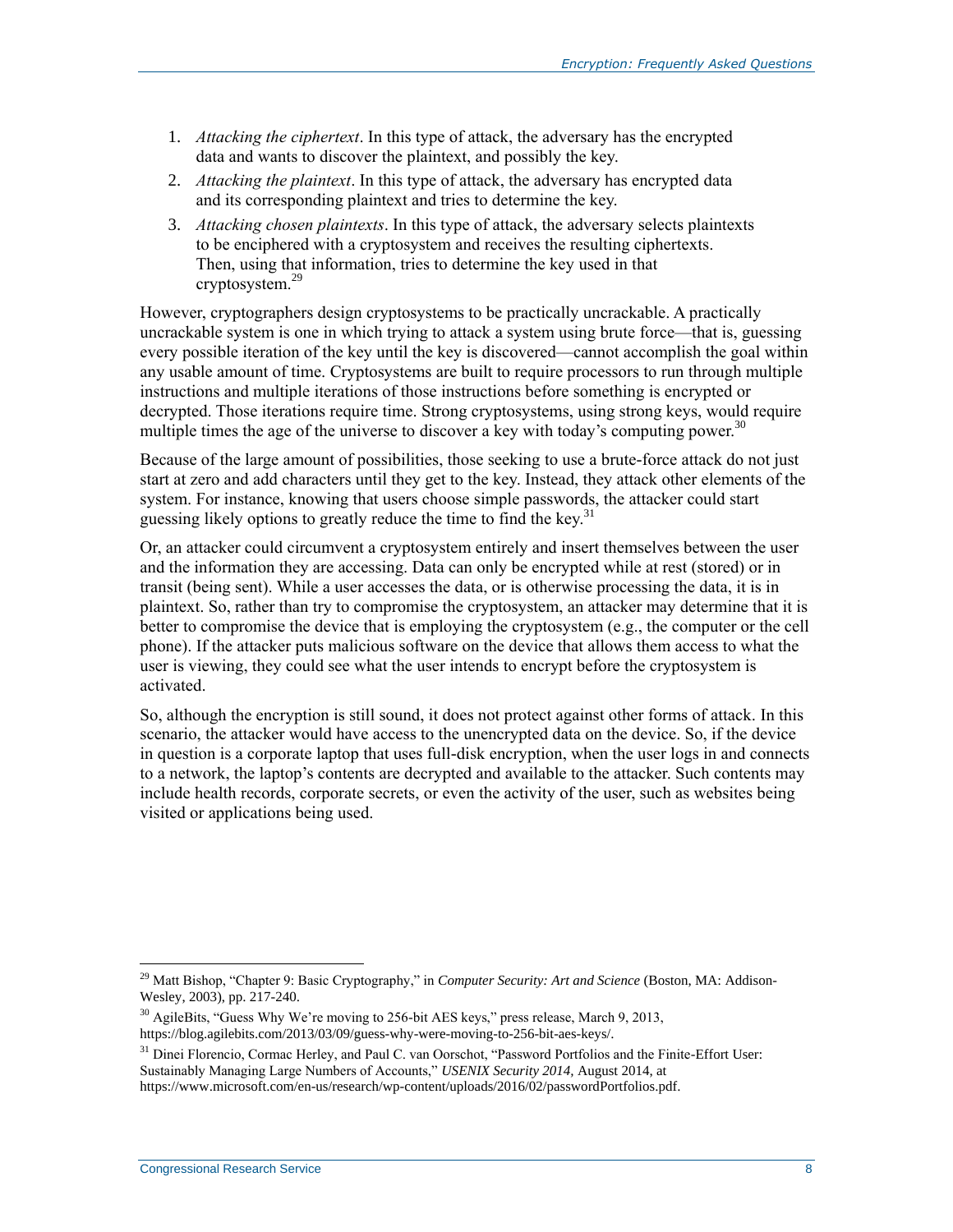1. *Attacking the ciphertext*. In this type of attack, the adversary has the encrypted data and wants to discover the plaintext, and possibly the key.
2. *Attacking the plaintext*. In this type of attack, the adversary has encrypted data and its corresponding plaintext and tries to determine the key.
3. *Attacking chosen plaintexts*. In this type of attack, the adversary selects plaintexts to be enciphered with a cryptosystem and receives the resulting ciphertexts. Then, using that information, tries to determine the key used in that cryptosystem.[29]

However, cryptographers design cryptosystems to be practically uncrackable. A practically uncrackable system is one in which trying to attack a system using brute force—that is, guessing every possible iteration of the key until the key is discovered—cannot accomplish the goal within any usable amount of time. Cryptosystems are built to require processors to run through multiple instructions and multiple iterations of those instructions before something is encrypted or decrypted. Those iterations require time. Strong cryptosystems, using strong keys, would require multiple times the age of the universe to discover a key with today's computing power.[30]

Because of the large amount of possibilities, those seeking to use a brute-force attack do not just start at zero and add characters until they get to the key. Instead, they attack other elements of the system. For instance, knowing that users choose simple passwords, the attacker could start guessing likely options to greatly reduce the time to find the key.[31]

Or, an attacker could circumvent a cryptosystem entirely and insert themselves between the user and the information they are accessing. Data can only be encrypted while at rest (stored) or in transit (being sent). While a user accesses the data, or is otherwise processing the data, it is in plaintext. So, rather than try to compromise the cryptosystem, an attacker may determine that it is better to compromise the device that is employing the cryptosystem (e.g., the computer or the cell phone). If the attacker puts malicious software on the device that allows them access to what the user is viewing, they could see what the user intends to encrypt before the cryptosystem is activated.

So, although the encryption is still sound, it does not protect against other forms of attack. In this scenario, the attacker would have access to the unencrypted data on the device. So, if the device in question is a corporate laptop that uses full-disk encryption, when the user logs in and connects to a network, the laptop's contents are decrypted and available to the attacker. Such contents may include health records, corporate secrets, or even the activity of the user, such as websites being visited or applications being used.

---

[29] Matt Bishop, "Chapter 9: Basic Cryptography," in *Computer Security: Art and Science* (Boston, MA: Addison-Wesley, 2003), pp. 217-240.

[30] AgileBits, "Guess Why We're moving to 256-bit AES keys," press release, March 9, 2013, https://blog.agilebits.com/2013/03/09/guess-why-were-moving-to-256-bit-aes-keys/.

[31] Dinei Florencio, Cormac Herley, and Paul C. van Oorschot, "Password Portfolios and the Finite-Effort User: Sustainably Managing Large Numbers of Accounts," *USENIX Security 2014,* August 2014, at https://www.microsoft.com/en-us/research/wp-content/uploads/2016/02/passwordPortfolios.pdf.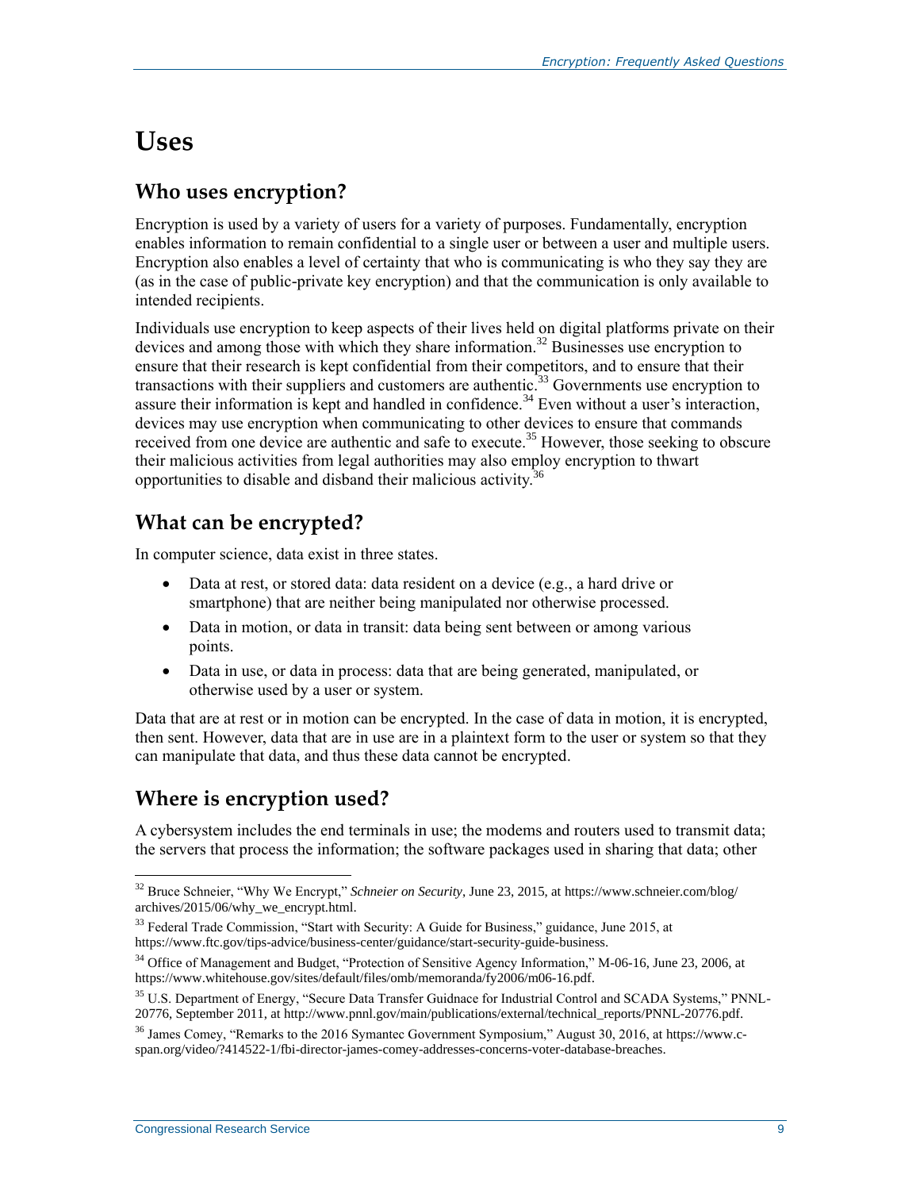# Uses

## Who uses encryption?

Encryption is used by a variety of users for a variety of purposes. Fundamentally, encryption enables information to remain confidential to a single user or between a user and multiple users. Encryption also enables a level of certainty that who is communicating is who they say they are (as in the case of public-private key encryption) and that the communication is only available to intended recipients.

Individuals use encryption to keep aspects of their lives held on digital platforms private on their devices and among those with which they share information.[32] Businesses use encryption to ensure that their research is kept confidential from their competitors, and to ensure that their transactions with their suppliers and customers are authentic.[33] Governments use encryption to assure their information is kept and handled in confidence.[34] Even without a user's interaction, devices may use encryption when communicating to other devices to ensure that commands received from one device are authentic and safe to execute.[35] However, those seeking to obscure their malicious activities from legal authorities may also employ encryption to thwart opportunities to disable and disband their malicious activity.[36]

## What can be encrypted?

In computer science, data exist in three states.

- Data at rest, or stored data: data resident on a device (e.g., a hard drive or smartphone) that are neither being manipulated nor otherwise processed.
- Data in motion, or data in transit: data being sent between or among various points.
- Data in use, or data in process: data that are being generated, manipulated, or otherwise used by a user or system.

Data that are at rest or in motion can be encrypted. In the case of data in motion, it is encrypted, then sent. However, data that are in use are in a plaintext form to the user or system so that they can manipulate that data, and thus these data cannot be encrypted.

## Where is encryption used?

A cybersystem includes the end terminals in use; the modems and routers used to transmit data; the servers that process the information; the software packages used in sharing that data; other

---

32 Bruce Schneier, "Why We Encrypt," *Schneier on Security*, June 23, 2015, at https://www.schneier.com/blog/archives/2015/06/why_we_encrypt.html.

33 Federal Trade Commission, "Start with Security: A Guide for Business," guidance, June 2015, at https://www.ftc.gov/tips-advice/business-center/guidance/start-security-guide-business.

34 Office of Management and Budget, "Protection of Sensitive Agency Information," M-06-16, June 23, 2006, at https://www.whitehouse.gov/sites/default/files/omb/memoranda/fy2006/m06-16.pdf.

35 U.S. Department of Energy, "Secure Data Transfer Guidnace for Industrial Control and SCADA Systems," PNNL-20776, September 2011, at http://www.pnnl.gov/main/publications/external/technical_reports/PNNL-20776.pdf.

36 James Comey, "Remarks to the 2016 Symantec Government Symposium," August 30, 2016, at https://www.c-span.org/video/?414522-1/fbi-director-james-comey-addresses-concerns-voter-database-breaches.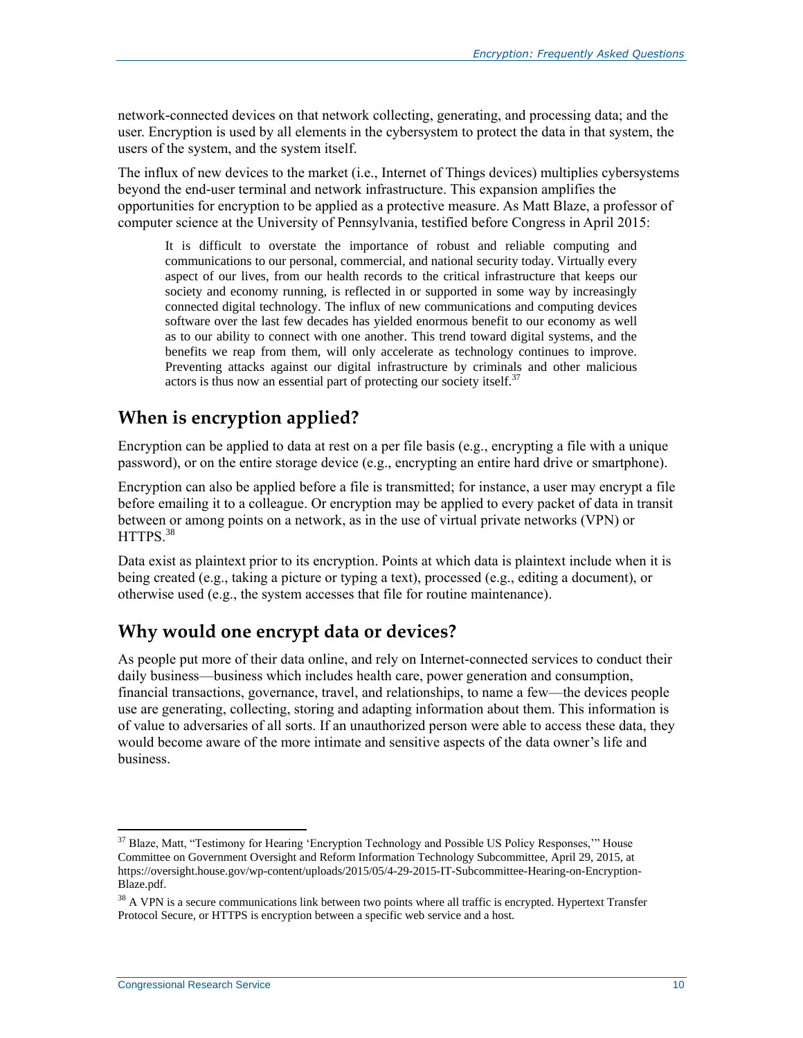network-connected devices on that network collecting, generating, and processing data; and the user. Encryption is used by all elements in the cybersystem to protect the data in that system, the users of the system, and the system itself.

The influx of new devices to the market (i.e., Internet of Things devices) multiplies cybersystems beyond the end-user terminal and network infrastructure. This expansion amplifies the opportunities for encryption to be applied as a protective measure. As Matt Blaze, a professor of computer science at the University of Pennsylvania, testified before Congress in April 2015:

> It is difficult to overstate the importance of robust and reliable computing and communications to our personal, commercial, and national security today. Virtually every aspect of our lives, from our health records to the critical infrastructure that keeps our society and economy running, is reflected in or supported in some way by increasingly connected digital technology. The influx of new communications and computing devices software over the last few decades has yielded enormous benefit to our economy as well as to our ability to connect with one another. This trend toward digital systems, and the benefits we reap from them, will only accelerate as technology continues to improve. Preventing attacks against our digital infrastructure by criminals and other malicious actors is thus now an essential part of protecting our society itself.[37]

## When is encryption applied?

Encryption can be applied to data at rest on a per file basis (e.g., encrypting a file with a unique password), or on the entire storage device (e.g., encrypting an entire hard drive or smartphone).

Encryption can also be applied before a file is transmitted; for instance, a user may encrypt a file before emailing it to a colleague. Or encryption may be applied to every packet of data in transit between or among points on a network, as in the use of virtual private networks (VPN) or HTTPS.[38]

Data exist as plaintext prior to its encryption. Points at which data is plaintext include when it is being created (e.g., taking a picture or typing a text), processed (e.g., editing a document), or otherwise used (e.g., the system accesses that file for routine maintenance).

## Why would one encrypt data or devices?

As people put more of their data online, and rely on Internet-connected services to conduct their daily business—business which includes health care, power generation and consumption, financial transactions, governance, travel, and relationships, to name a few—the devices people use are generating, collecting, storing and adapting information about them. This information is of value to adversaries of all sorts. If an unauthorized person were able to access these data, they would become aware of the more intimate and sensitive aspects of the data owner's life and business.

---

[37] Blaze, Matt, "Testimony for Hearing 'Encryption Technology and Possible US Policy Responses,'" House Committee on Government Oversight and Reform Information Technology Subcommittee, April 29, 2015, at https://oversight.house.gov/wp-content/uploads/2015/05/4-29-2015-IT-Subcommittee-Hearing-on-Encryption-Blaze.pdf.

[38] A VPN is a secure communications link between two points where all traffic is encrypted. Hypertext Transfer Protocol Secure, or HTTPS is encryption between a specific web service and a host.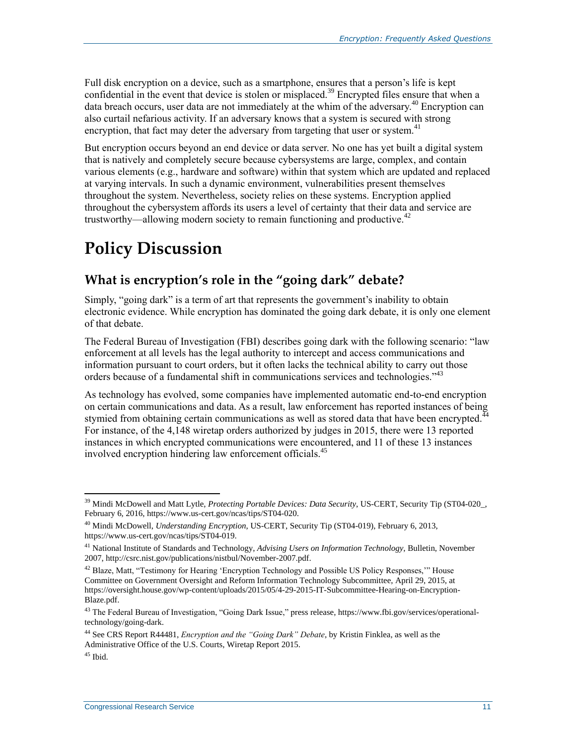Full disk encryption on a device, such as a smartphone, ensures that a person's life is kept confidential in the event that device is stolen or misplaced.[39] Encrypted files ensure that when a data breach occurs, user data are not immediately at the whim of the adversary.[40] Encryption can also curtail nefarious activity. If an adversary knows that a system is secured with strong encryption, that fact may deter the adversary from targeting that user or system.[41]

But encryption occurs beyond an end device or data server. No one has yet built a digital system that is natively and completely secure because cybersystems are large, complex, and contain various elements (e.g., hardware and software) within that system which are updated and replaced at varying intervals. In such a dynamic environment, vulnerabilities present themselves throughout the system. Nevertheless, society relies on these systems. Encryption applied throughout the cybersystem affords its users a level of certainty that their data and service are trustworthy—allowing modern society to remain functioning and productive.[42]

# Policy Discussion

## What is encryption's role in the "going dark" debate?

Simply, "going dark" is a term of art that represents the government's inability to obtain electronic evidence. While encryption has dominated the going dark debate, it is only one element of that debate.

The Federal Bureau of Investigation (FBI) describes going dark with the following scenario: "law enforcement at all levels has the legal authority to intercept and access communications and information pursuant to court orders, but it often lacks the technical ability to carry out those orders because of a fundamental shift in communications services and technologies."[43]

As technology has evolved, some companies have implemented automatic end-to-end encryption on certain communications and data. As a result, law enforcement has reported instances of being stymied from obtaining certain communications as well as stored data that have been encrypted.[44] For instance, of the 4,148 wiretap orders authorized by judges in 2015, there were 13 reported instances in which encrypted communications were encountered, and 11 of these 13 instances involved encryption hindering law enforcement officials.[45]

---

[39] Mindi McDowell and Matt Lytle, *Protecting Portable Devices: Data Security*, US-CERT, Security Tip (ST04-020_, February 6, 2016, https://www.us-cert.gov/ncas/tips/ST04-020.

[40] Mindi McDowell, *Understanding Encryption*, US-CERT, Security Tip (ST04-019), February 6, 2013, https://www.us-cert.gov/ncas/tips/ST04-019.

[41] National Institute of Standards and Technology, *Advising Users on Information Technology*, Bulletin, November 2007, http://csrc.nist.gov/publications/nistbul/November-2007.pdf.

[42] Blaze, Matt, "Testimony for Hearing 'Encryption Technology and Possible US Policy Responses,'" House Committee on Government Oversight and Reform Information Technology Subcommittee, April 29, 2015, at https://oversight.house.gov/wp-content/uploads/2015/05/4-29-2015-IT-Subcommittee-Hearing-on-Encryption-Blaze.pdf.

[43] The Federal Bureau of Investigation, "Going Dark Issue," press release, https://www.fbi.gov/services/operational-technology/going-dark.

[44] See CRS Report R44481, *Encryption and the "Going Dark" Debate*, by Kristin Finklea, as well as the Administrative Office of the U.S. Courts, Wiretap Report 2015.

[45] Ibid.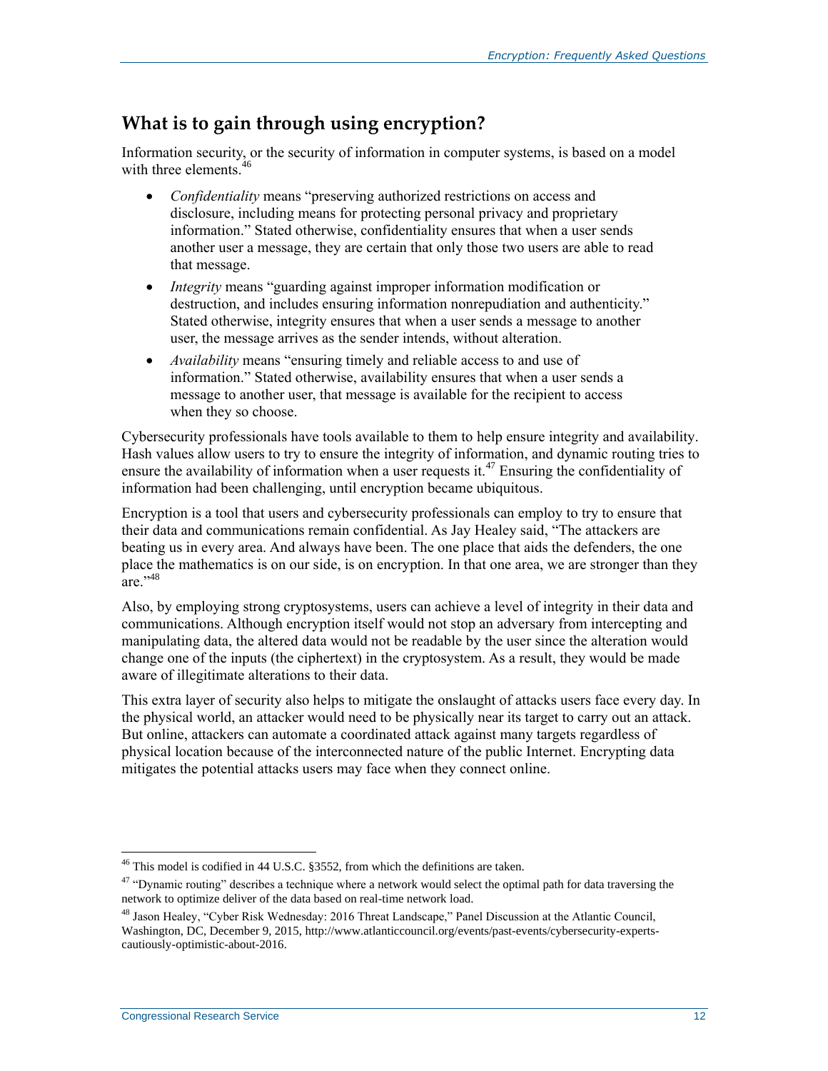## What is to gain through using encryption?

Information security, or the security of information in computer systems, is based on a model with three elements.[46]

- *Confidentiality* means "preserving authorized restrictions on access and disclosure, including means for protecting personal privacy and proprietary information." Stated otherwise, confidentiality ensures that when a user sends another user a message, they are certain that only those two users are able to read that message.
- *Integrity* means "guarding against improper information modification or destruction, and includes ensuring information nonrepudiation and authenticity." Stated otherwise, integrity ensures that when a user sends a message to another user, the message arrives as the sender intends, without alteration.
- *Availability* means "ensuring timely and reliable access to and use of information." Stated otherwise, availability ensures that when a user sends a message to another user, that message is available for the recipient to access when they so choose.

Cybersecurity professionals have tools available to them to help ensure integrity and availability. Hash values allow users to try to ensure the integrity of information, and dynamic routing tries to ensure the availability of information when a user requests it.[47] Ensuring the confidentiality of information had been challenging, until encryption became ubiquitous.

Encryption is a tool that users and cybersecurity professionals can employ to try to ensure that their data and communications remain confidential. As Jay Healey said, "The attackers are beating us in every area. And always have been. The one place that aids the defenders, the one place the mathematics is on our side, is on encryption. In that one area, we are stronger than they are."[48]

Also, by employing strong cryptosystems, users can achieve a level of integrity in their data and communications. Although encryption itself would not stop an adversary from intercepting and manipulating data, the altered data would not be readable by the user since the alteration would change one of the inputs (the ciphertext) in the cryptosystem. As a result, they would be made aware of illegitimate alterations to their data.

This extra layer of security also helps to mitigate the onslaught of attacks users face every day. In the physical world, an attacker would need to be physically near its target to carry out an attack. But online, attackers can automate a coordinated attack against many targets regardless of physical location because of the interconnected nature of the public Internet. Encrypting data mitigates the potential attacks users may face when they connect online.

---

[46] This model is codified in 44 U.S.C. §3552, from which the definitions are taken.

[47] "Dynamic routing" describes a technique where a network would select the optimal path for data traversing the network to optimize deliver of the data based on real-time network load.

[48] Jason Healey, "Cyber Risk Wednesday: 2016 Threat Landscape," Panel Discussion at the Atlantic Council, Washington, DC, December 9, 2015, http://www.atlanticcouncil.org/events/past-events/cybersecurity-experts-cautiously-optimistic-about-2016.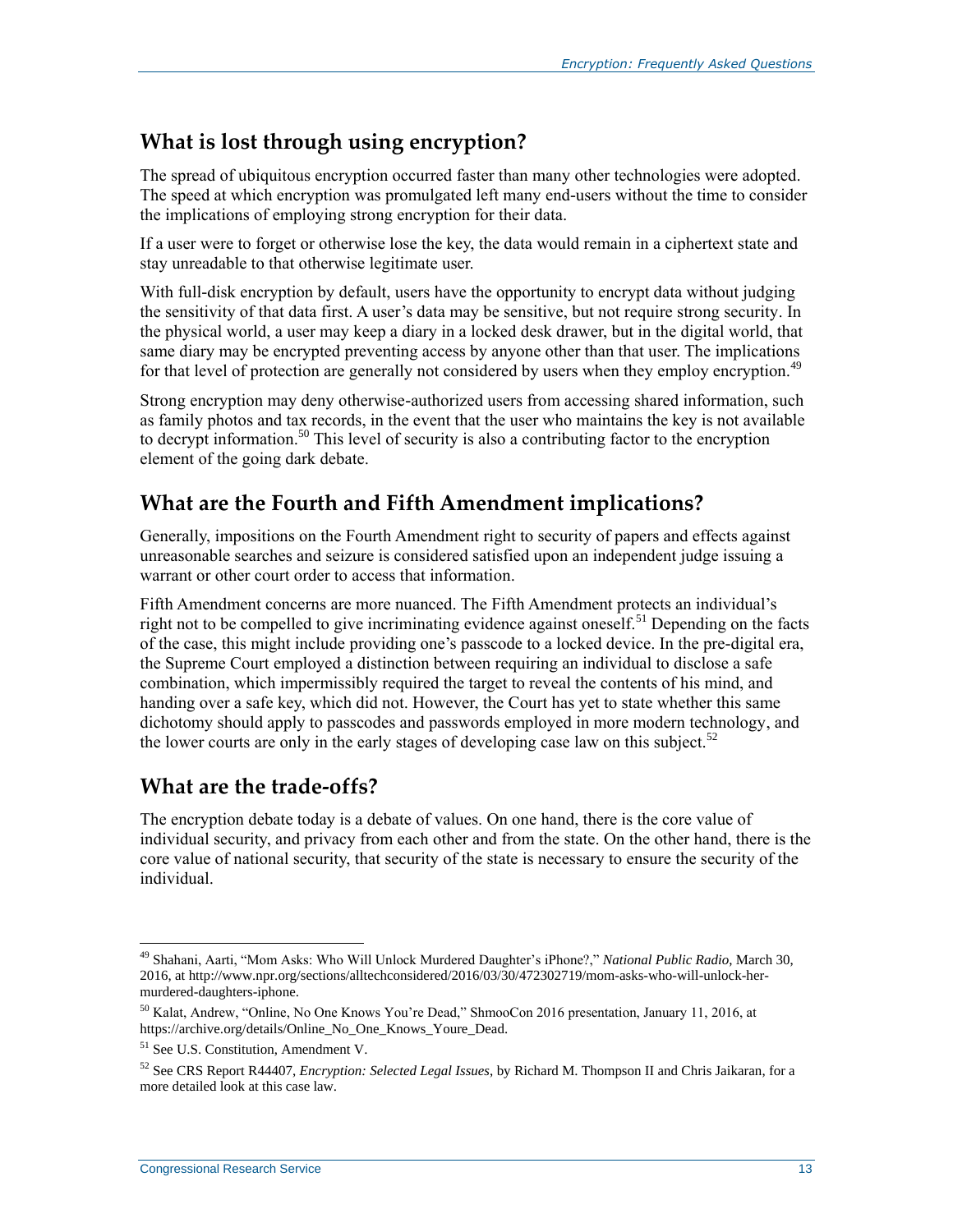## What is lost through using encryption?

The spread of ubiquitous encryption occurred faster than many other technologies were adopted. The speed at which encryption was promulgated left many end-users without the time to consider the implications of employing strong encryption for their data.

If a user were to forget or otherwise lose the key, the data would remain in a ciphertext state and stay unreadable to that otherwise legitimate user.

With full-disk encryption by default, users have the opportunity to encrypt data without judging the sensitivity of that data first. A user's data may be sensitive, but not require strong security. In the physical world, a user may keep a diary in a locked desk drawer, but in the digital world, that same diary may be encrypted preventing access by anyone other than that user. The implications for that level of protection are generally not considered by users when they employ encryption.[49]

Strong encryption may deny otherwise-authorized users from accessing shared information, such as family photos and tax records, in the event that the user who maintains the key is not available to decrypt information.[50] This level of security is also a contributing factor to the encryption element of the going dark debate.

## What are the Fourth and Fifth Amendment implications?

Generally, impositions on the Fourth Amendment right to security of papers and effects against unreasonable searches and seizure is considered satisfied upon an independent judge issuing a warrant or other court order to access that information.

Fifth Amendment concerns are more nuanced. The Fifth Amendment protects an individual's right not to be compelled to give incriminating evidence against oneself.[51] Depending on the facts of the case, this might include providing one's passcode to a locked device. In the pre-digital era, the Supreme Court employed a distinction between requiring an individual to disclose a safe combination, which impermissibly required the target to reveal the contents of his mind, and handing over a safe key, which did not. However, the Court has yet to state whether this same dichotomy should apply to passcodes and passwords employed in more modern technology, and the lower courts are only in the early stages of developing case law on this subject.[52]

## What are the trade-offs?

The encryption debate today is a debate of values. On one hand, there is the core value of individual security, and privacy from each other and from the state. On the other hand, there is the core value of national security, that security of the state is necessary to ensure the security of the individual.

---

[49] Shahani, Aarti, "Mom Asks: Who Will Unlock Murdered Daughter's iPhone?," *National Public Radio*, March 30, 2016, at http://www.npr.org/sections/alltechconsidered/2016/03/30/472302719/mom-asks-who-will-unlock-her-murdered-daughters-iphone.

[50] Kalat, Andrew, "Online, No One Knows You're Dead," ShmooCon 2016 presentation, January 11, 2016, at https://archive.org/details/Online_No_One_Knows_Youre_Dead.

[51] See U.S. Constitution, Amendment V.

[52] See CRS Report R44407, *Encryption: Selected Legal Issues*, by Richard M. Thompson II and Chris Jaikaran, for a more detailed look at this case law.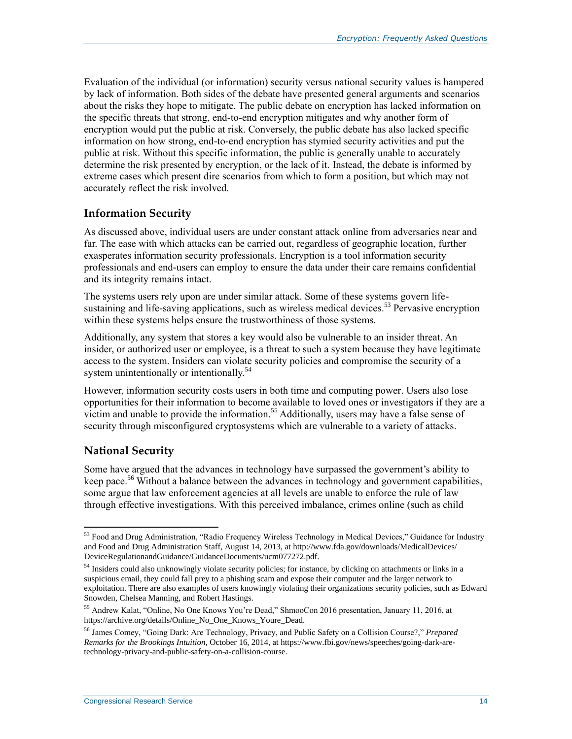Evaluation of the individual (or information) security versus national security values is hampered by lack of information. Both sides of the debate have presented general arguments and scenarios about the risks they hope to mitigate. The public debate on encryption has lacked information on the specific threats that strong, end-to-end encryption mitigates and why another form of encryption would put the public at risk. Conversely, the public debate has also lacked specific information on how strong, end-to-end encryption has stymied security activities and put the public at risk. Without this specific information, the public is generally unable to accurately determine the risk presented by encryption, or the lack of it. Instead, the debate is informed by extreme cases which present dire scenarios from which to form a position, but which may not accurately reflect the risk involved.

## Information Security

As discussed above, individual users are under constant attack online from adversaries near and far. The ease with which attacks can be carried out, regardless of geographic location, further exasperates information security professionals. Encryption is a tool information security professionals and end-users can employ to ensure the data under their care remains confidential and its integrity remains intact.

The systems users rely upon are under similar attack. Some of these systems govern life-sustaining and life-saving applications, such as wireless medical devices.[53] Pervasive encryption within these systems helps ensure the trustworthiness of those systems.

Additionally, any system that stores a key would also be vulnerable to an insider threat. An insider, or authorized user or employee, is a threat to such a system because they have legitimate access to the system. Insiders can violate security policies and compromise the security of a system unintentionally or intentionally.[54]

However, information security costs users in both time and computing power. Users also lose opportunities for their information to become available to loved ones or investigators if they are a victim and unable to provide the information.[55] Additionally, users may have a false sense of security through misconfigured cryptosystems which are vulnerable to a variety of attacks.

## National Security

Some have argued that the advances in technology have surpassed the government's ability to keep pace.[56] Without a balance between the advances in technology and government capabilities, some argue that law enforcement agencies at all levels are unable to enforce the rule of law through effective investigations. With this perceived imbalance, crimes online (such as child

---

[53] Food and Drug Administration, "Radio Frequency Wireless Technology in Medical Devices," Guidance for Industry and Food and Drug Administration Staff, August 14, 2013, at http://www.fda.gov/downloads/MedicalDevices/DeviceRegulationandGuidance/GuidanceDocuments/ucm077272.pdf.

[54] Insiders could also unknowingly violate security policies; for instance, by clicking on attachments or links in a suspicious email, they could fall prey to a phishing scam and expose their computer and the larger network to exploitation. There are also examples of users knowingly violating their organizations security policies, such as Edward Snowden, Chelsea Manning, and Robert Hastings.

[55] Andrew Kalat, "Online, No One Knows You're Dead," ShmooCon 2016 presentation, January 11, 2016, at https://archive.org/details/Online_No_One_Knows_Youre_Dead.

[56] James Comey, "Going Dark: Are Technology, Privacy, and Public Safety on a Collision Course?," *Prepared Remarks for the Brookings Intuition,* October 16, 2014, at https://www.fbi.gov/news/speeches/going-dark-are-technology-privacy-and-public-safety-on-a-collision-course.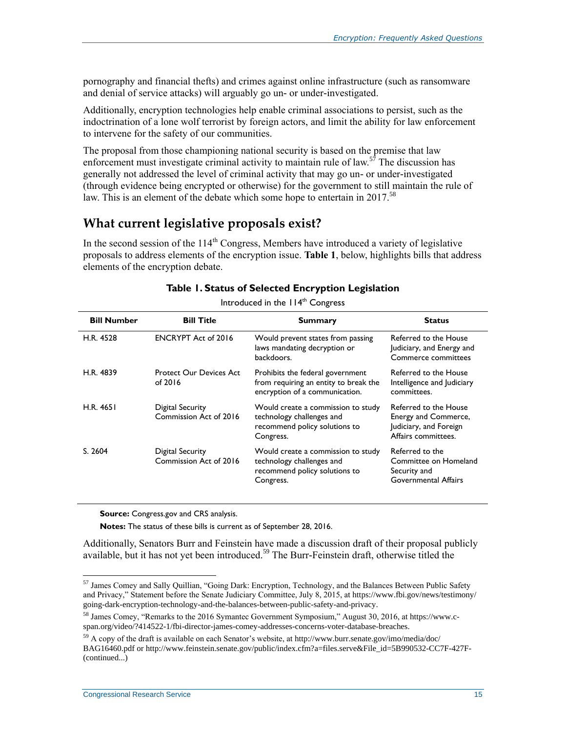pornography and financial thefts) and crimes against online infrastructure (such as ransomware and denial of service attacks) will arguably go un- or under-investigated.

Additionally, encryption technologies help enable criminal associations to persist, such as the indoctrination of a lone wolf terrorist by foreign actors, and limit the ability for law enforcement to intervene for the safety of our communities.

The proposal from those championing national security is based on the premise that law enforcement must investigate criminal activity to maintain rule of law.[57] The discussion has generally not addressed the level of criminal activity that may go un- or under-investigated (through evidence being encrypted or otherwise) for the government to still maintain the rule of law. This is an element of the debate which some hope to entertain in 2017.[58]

## What current legislative proposals exist?

In the second session of the 114th Congress, Members have introduced a variety of legislative proposals to address elements of the encryption issue. **Table 1**, below, highlights bills that address elements of the encryption debate.

**Table 1. Status of Selected Encryption Legislation**

Introduced in the 114th Congress

| Bill Number | Bill Title | Summary | Status |
|---|---|---|---|
| H.R. 4528 | ENCRYPT Act of 2016 | Would prevent states from passing laws mandating decryption or backdoors. | Referred to the House Judiciary, and Energy and Commerce committees |
| H.R. 4839 | Protect Our Devices Act of 2016 | Prohibits the federal government from requiring an entity to break the encryption of a communication. | Referred to the House Intelligence and Judiciary committees. |
| H.R. 4651 | Digital Security Commission Act of 2016 | Would create a commission to study technology challenges and recommend policy solutions to Congress. | Referred to the House Energy and Commerce, Judiciary, and Foreign Affairs committees. |
| S. 2604 | Digital Security Commission Act of 2016 | Would create a commission to study technology challenges and recommend policy solutions to Congress. | Referred to the Committee on Homeland Security and Governmental Affairs |

**Source:** Congress.gov and CRS analysis.

**Notes:** The status of these bills is current as of September 28, 2016.

Additionally, Senators Burr and Feinstein have made a discussion draft of their proposal publicly available, but it has not yet been introduced.[59] The Burr-Feinstein draft, otherwise titled the

---

[57] James Comey and Sally Quillian, "Going Dark: Encryption, Technology, and the Balances Between Public Safety and Privacy," Statement before the Senate Judiciary Committee, July 8, 2015, at https://www.fbi.gov/news/testimony/going-dark-encryption-technology-and-the-balances-between-public-safety-and-privacy.

[58] James Comey, "Remarks to the 2016 Symantec Government Symposium," August 30, 2016, at https://www.c-span.org/video/?414522-1/fbi-director-james-comey-addresses-concerns-voter-database-breaches.

[59] A copy of the draft is available on each Senator's website, at http://www.burr.senate.gov/imo/media/doc/BAG16460.pdf or http://www.feinstein.senate.gov/public/index.cfm?a=files.serve&File_id=5B990532-CC7F-427F-(continued...)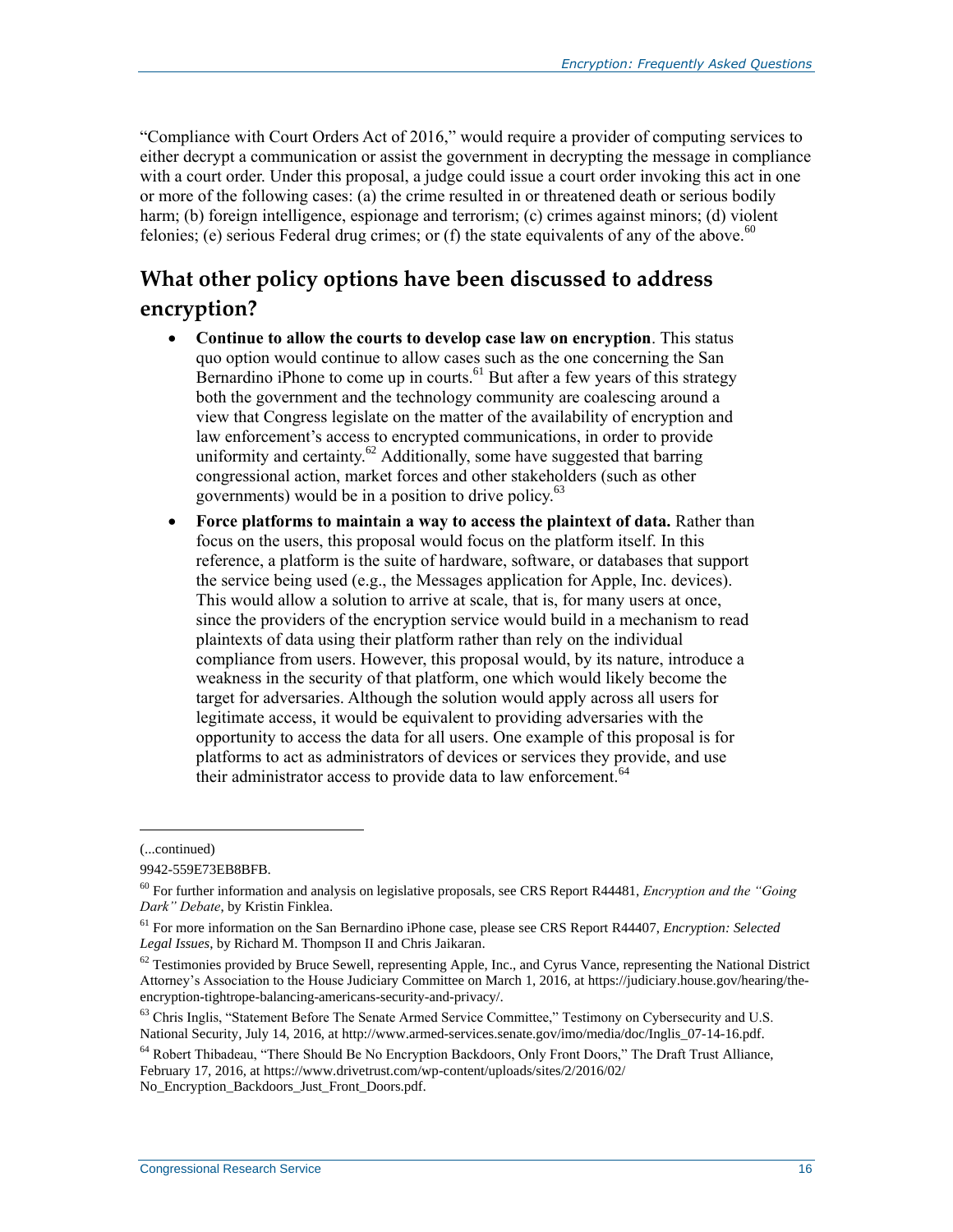"Compliance with Court Orders Act of 2016," would require a provider of computing services to either decrypt a communication or assist the government in decrypting the message in compliance with a court order. Under this proposal, a judge could issue a court order invoking this act in one or more of the following cases: (a) the crime resulted in or threatened death or serious bodily harm; (b) foreign intelligence, espionage and terrorism; (c) crimes against minors; (d) violent felonies; (e) serious Federal drug crimes; or (f) the state equivalents of any of the above.[60]

## What other policy options have been discussed to address encryption?

- **Continue to allow the courts to develop case law on encryption**. This status quo option would continue to allow cases such as the one concerning the San Bernardino iPhone to come up in courts.[61] But after a few years of this strategy both the government and the technology community are coalescing around a view that Congress legislate on the matter of the availability of encryption and law enforcement's access to encrypted communications, in order to provide uniformity and certainty.[62] Additionally, some have suggested that barring congressional action, market forces and other stakeholders (such as other governments) would be in a position to drive policy.[63]
- **Force platforms to maintain a way to access the plaintext of data.** Rather than focus on the users, this proposal would focus on the platform itself. In this reference, a platform is the suite of hardware, software, or databases that support the service being used (e.g., the Messages application for Apple, Inc. devices). This would allow a solution to arrive at scale, that is, for many users at once, since the providers of the encryption service would build in a mechanism to read plaintexts of data using their platform rather than rely on the individual compliance from users. However, this proposal would, by its nature, introduce a weakness in the security of that platform, one which would likely become the target for adversaries. Although the solution would apply across all users for legitimate access, it would be equivalent to providing adversaries with the opportunity to access the data for all users. One example of this proposal is for platforms to act as administrators of devices or services they provide, and use their administrator access to provide data to law enforcement.[64]

---

(...continued)

9942-559E73EB8BFB.

[60] For further information and analysis on legislative proposals, see CRS Report R44481, *Encryption and the "Going Dark" Debate*, by Kristin Finklea.

[61] For more information on the San Bernardino iPhone case, please see CRS Report R44407, *Encryption: Selected Legal Issues*, by Richard M. Thompson II and Chris Jaikaran.

[62] Testimonies provided by Bruce Sewell, representing Apple, Inc., and Cyrus Vance, representing the National District Attorney's Association to the House Judiciary Committee on March 1, 2016, at https://judiciary.house.gov/hearing/the-encryption-tightrope-balancing-americans-security-and-privacy/.

[63] Chris Inglis, "Statement Before The Senate Armed Service Committee," Testimony on Cybersecurity and U.S. National Security, July 14, 2016, at http://www.armed-services.senate.gov/imo/media/doc/Inglis_07-14-16.pdf.

[64] Robert Thibadeau, "There Should Be No Encryption Backdoors, Only Front Doors," The Draft Trust Alliance, February 17, 2016, at https://www.drivetrust.com/wp-content/uploads/sites/2/2016/02/No_Encryption_Backdoors_Just_Front_Doors.pdf.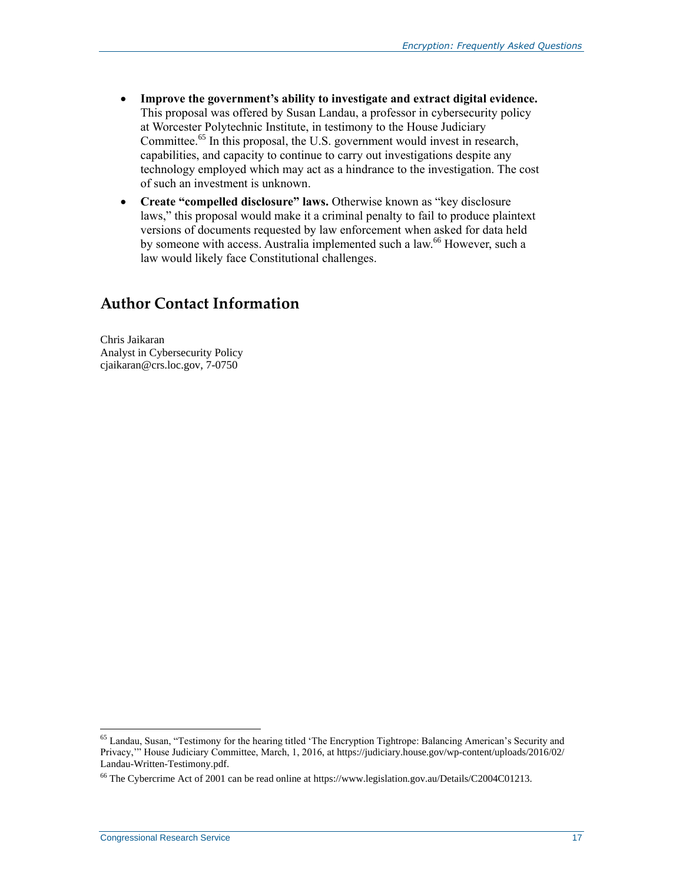- **Improve the government's ability to investigate and extract digital evidence.** This proposal was offered by Susan Landau, a professor in cybersecurity policy at Worcester Polytechnic Institute, in testimony to the House Judiciary Committee.[65] In this proposal, the U.S. government would invest in research, capabilities, and capacity to continue to carry out investigations despite any technology employed which may act as a hindrance to the investigation. The cost of such an investment is unknown.
- **Create "compelled disclosure" laws.** Otherwise known as "key disclosure laws," this proposal would make it a criminal penalty to fail to produce plaintext versions of documents requested by law enforcement when asked for data held by someone with access. Australia implemented such a law.[66] However, such a law would likely face Constitutional challenges.

## Author Contact Information

Chris Jaikaran
Analyst in Cybersecurity Policy
cjaikaran@crs.loc.gov, 7-0750

---

[65] Landau, Susan, "Testimony for the hearing titled 'The Encryption Tightrope: Balancing American's Security and Privacy,'" House Judiciary Committee, March, 1, 2016, at https://judiciary.house.gov/wp-content/uploads/2016/02/Landau-Written-Testimony.pdf.

[66] The Cybercrime Act of 2001 can be read online at https://www.legislation.gov.au/Details/C2004C01213.